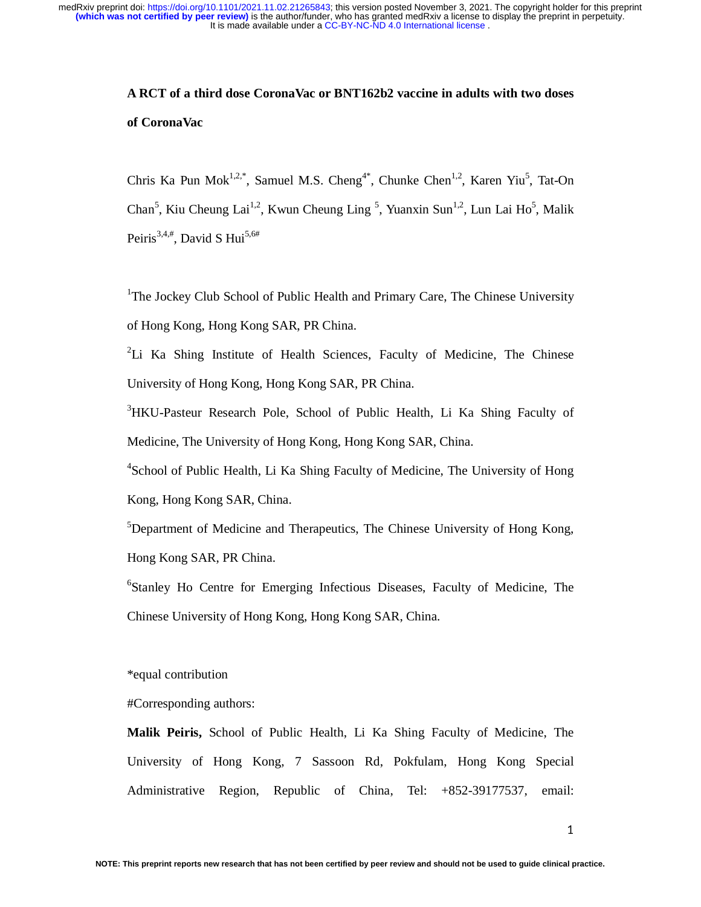# A RCT of a third dose CoronaVac or BNT162b2 vaccine in adults with two doses of CoronaVac

Chris Ka Pun Mok[1,2,*], Samuel M.S. Cheng[4*], Chunke Chen[1,2], Karen Yiu[5], Tat-On Chan[5], Kiu Cheung Lai[1,2], Kwun Cheung Ling [5], Yuanxin Sun[1,2], Lun Lai Ho[5], Malik Peiris[3,4,#], David S Hui[5,6#]

[1]The Jockey Club School of Public Health and Primary Care, The Chinese University of Hong Kong, Hong Kong SAR, PR China.

[2]Li Ka Shing Institute of Health Sciences, Faculty of Medicine, The Chinese University of Hong Kong, Hong Kong SAR, PR China.

[3]HKU-Pasteur Research Pole, School of Public Health, Li Ka Shing Faculty of Medicine, The University of Hong Kong, Hong Kong SAR, China.

[4]School of Public Health, Li Ka Shing Faculty of Medicine, The University of Hong Kong, Hong Kong SAR, China.

[5]Department of Medicine and Therapeutics, The Chinese University of Hong Kong, Hong Kong SAR, PR China.

[6]Stanley Ho Centre for Emerging Infectious Diseases, Faculty of Medicine, The Chinese University of Hong Kong, Hong Kong SAR, China.

*equal contribution

#Corresponding authors:

**Malik Peiris,** School of Public Health, Li Ka Shing Faculty of Medicine, The University of Hong Kong, 7 Sassoon Rd, Pokfulam, Hong Kong Special Administrative Region, Republic of China, Tel: +852-39177537, email: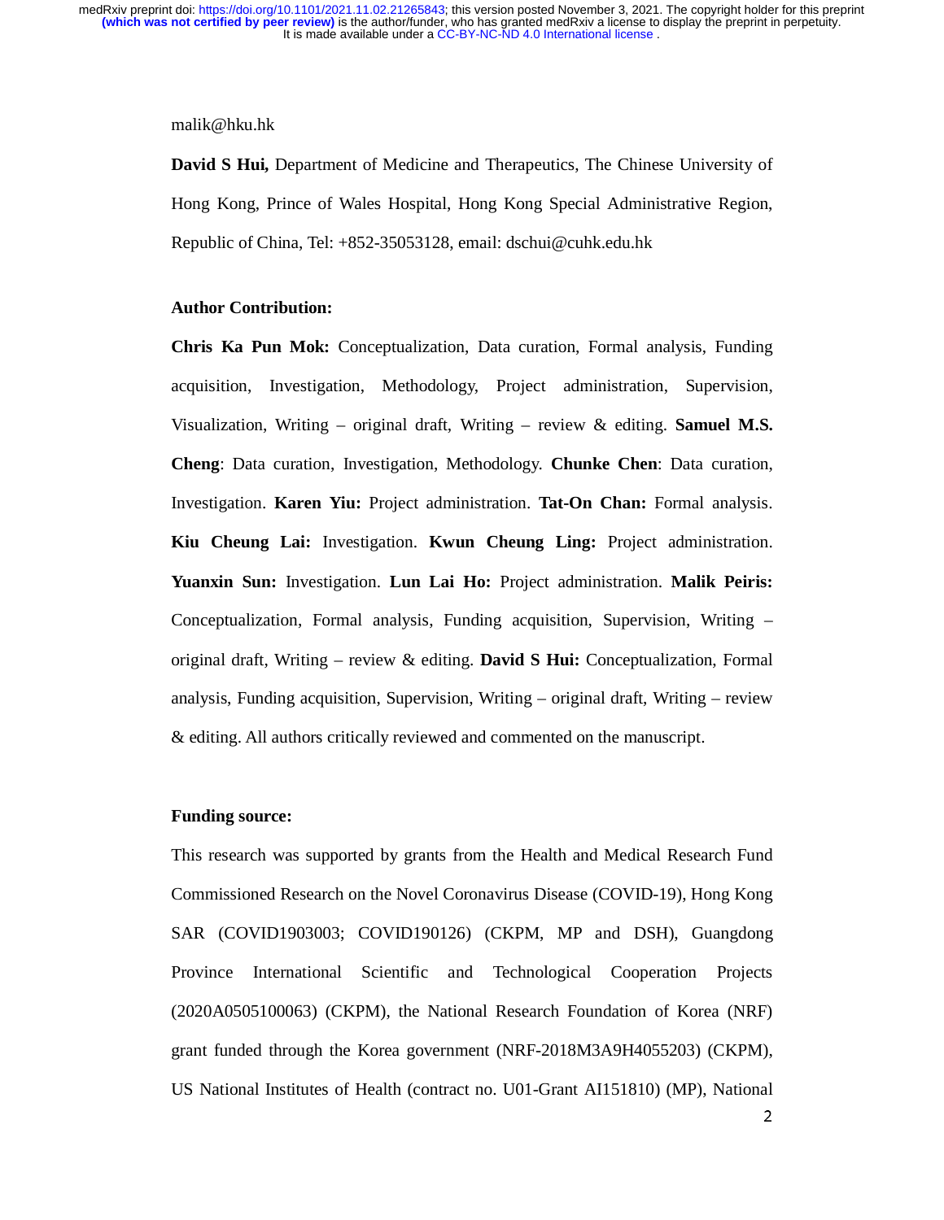malik@hku.hk

**David S Hui,** Department of Medicine and Therapeutics, The Chinese University of Hong Kong, Prince of Wales Hospital, Hong Kong Special Administrative Region, Republic of China, Tel: +852-35053128, email: dschui@cuhk.edu.hk

**Author Contribution:**

**Chris Ka Pun Mok:** Conceptualization, Data curation, Formal analysis, Funding acquisition, Investigation, Methodology, Project administration, Supervision, Visualization, Writing – original draft, Writing – review & editing. **Samuel M.S. Cheng**: Data curation, Investigation, Methodology. **Chunke Chen**: Data curation, Investigation. **Karen Yiu:** Project administration. **Tat-On Chan:** Formal analysis. **Kiu Cheung Lai:** Investigation. **Kwun Cheung Ling:** Project administration. **Yuanxin Sun:** Investigation. **Lun Lai Ho:** Project administration. **Malik Peiris:** Conceptualization, Formal analysis, Funding acquisition, Supervision, Writing – original draft, Writing – review & editing. **David S Hui:** Conceptualization, Formal analysis, Funding acquisition, Supervision, Writing – original draft, Writing – review & editing. All authors critically reviewed and commented on the manuscript.

**Funding source:**

This research was supported by grants from the Health and Medical Research Fund Commissioned Research on the Novel Coronavirus Disease (COVID-19), Hong Kong SAR (COVID1903003; COVID190126) (CKPM, MP and DSH), Guangdong Province International Scientific and Technological Cooperation Projects (2020A0505100063) (CKPM), the National Research Foundation of Korea (NRF) grant funded through the Korea government (NRF-2018M3A9H4055203) (CKPM), US National Institutes of Health (contract no. U01-Grant AI151810) (MP), National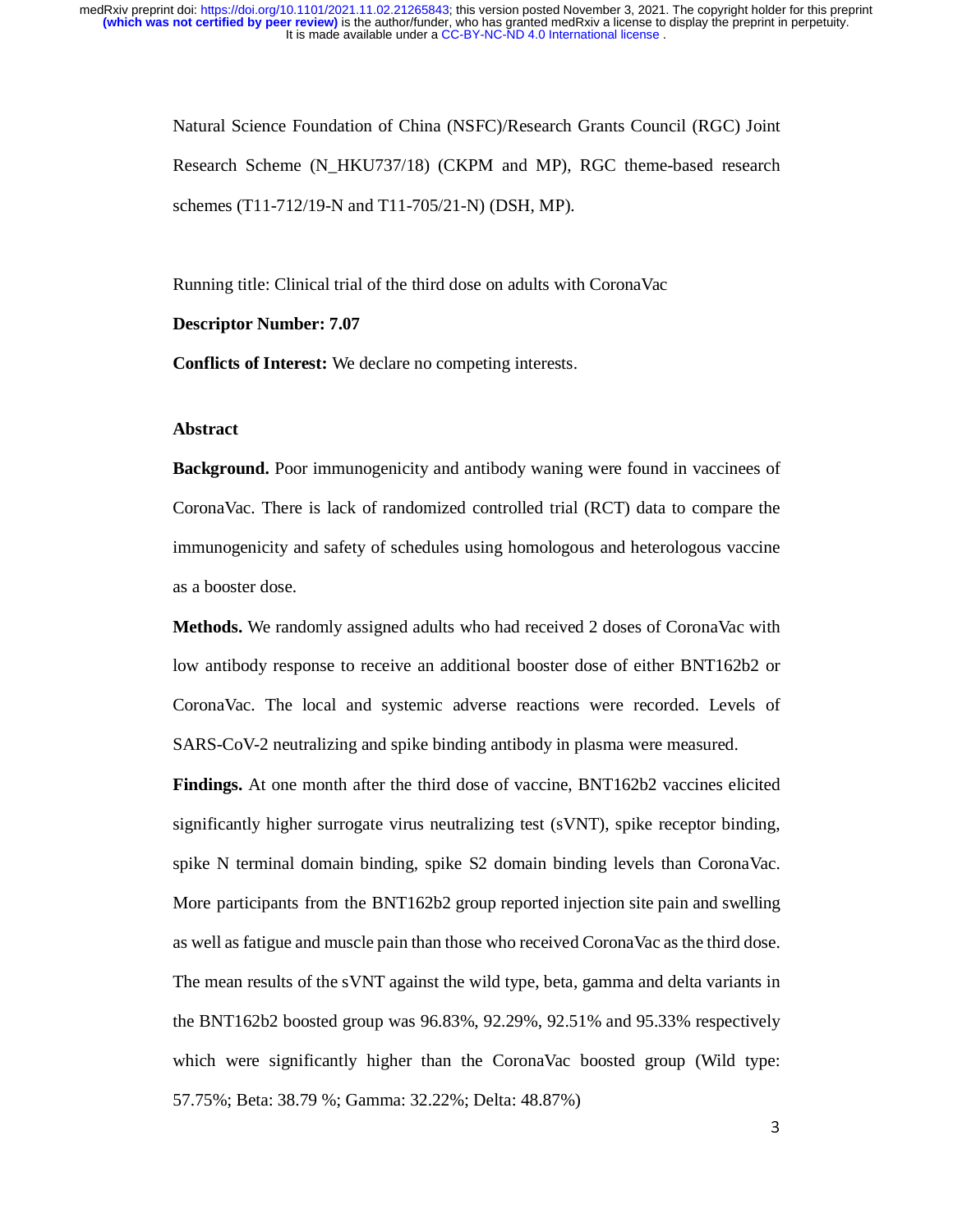Natural Science Foundation of China (NSFC)/Research Grants Council (RGC) Joint Research Scheme (N_HKU737/18) (CKPM and MP), RGC theme-based research schemes (T11-712/19-N and T11-705/21-N) (DSH, MP).

Running title: Clinical trial of the third dose on adults with CoronaVac

**Descriptor Number: 7.07**

**Conflicts of Interest:** We declare no competing interests.

## Abstract

**Background.** Poor immunogenicity and antibody waning were found in vaccinees of CoronaVac. There is lack of randomized controlled trial (RCT) data to compare the immunogenicity and safety of schedules using homologous and heterologous vaccine as a booster dose.

**Methods.** We randomly assigned adults who had received 2 doses of CoronaVac with low antibody response to receive an additional booster dose of either BNT162b2 or CoronaVac. The local and systemic adverse reactions were recorded. Levels of SARS-CoV-2 neutralizing and spike binding antibody in plasma were measured.

**Findings.** At one month after the third dose of vaccine, BNT162b2 vaccines elicited significantly higher surrogate virus neutralizing test (sVNT), spike receptor binding, spike N terminal domain binding, spike S2 domain binding levels than CoronaVac. More participants from the BNT162b2 group reported injection site pain and swelling as well as fatigue and muscle pain than those who received CoronaVac as the third dose. The mean results of the sVNT against the wild type, beta, gamma and delta variants in the BNT162b2 boosted group was 96.83%, 92.29%, 92.51% and 95.33% respectively which were significantly higher than the CoronaVac boosted group (Wild type: 57.75%; Beta: 38.79 %; Gamma: 32.22%; Delta: 48.87%)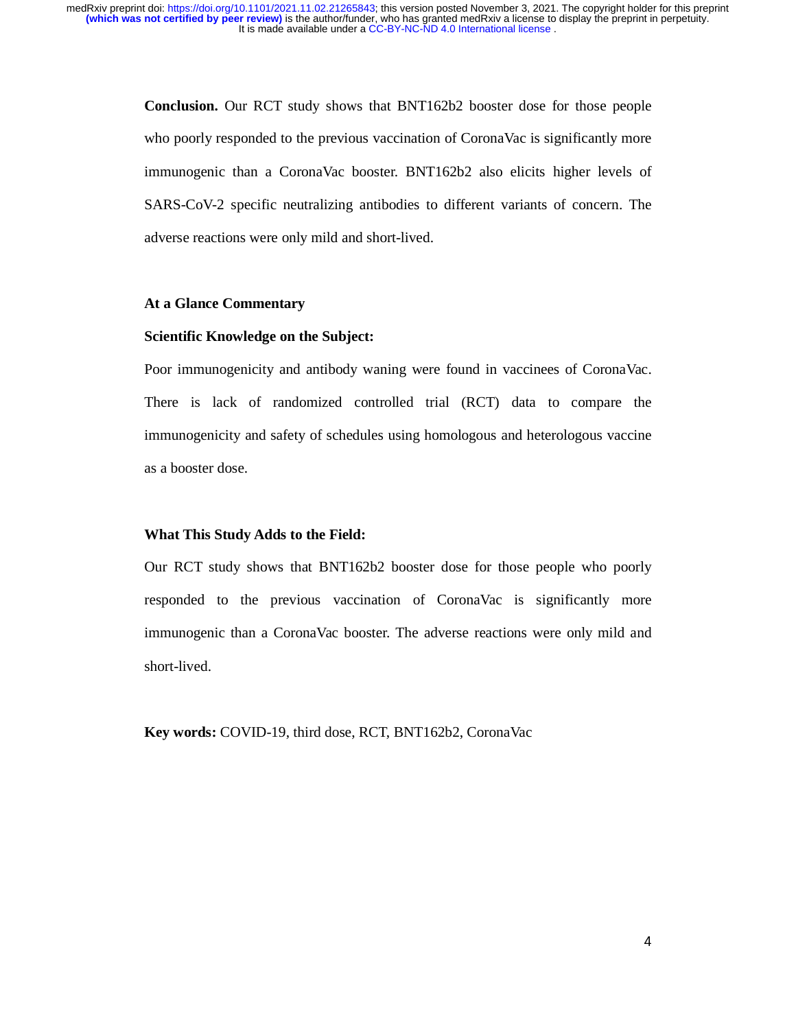**Conclusion.** Our RCT study shows that BNT162b2 booster dose for those people who poorly responded to the previous vaccination of CoronaVac is significantly more immunogenic than a CoronaVac booster. BNT162b2 also elicits higher levels of SARS-CoV-2 specific neutralizing antibodies to different variants of concern. The adverse reactions were only mild and short-lived.

**At a Glance Commentary**

**Scientific Knowledge on the Subject:**

Poor immunogenicity and antibody waning were found in vaccinees of CoronaVac. There is lack of randomized controlled trial (RCT) data to compare the immunogenicity and safety of schedules using homologous and heterologous vaccine as a booster dose.

**What This Study Adds to the Field:**

Our RCT study shows that BNT162b2 booster dose for those people who poorly responded to the previous vaccination of CoronaVac is significantly more immunogenic than a CoronaVac booster. The adverse reactions were only mild and short-lived.

**Key words:** COVID-19, third dose, RCT, BNT162b2, CoronaVac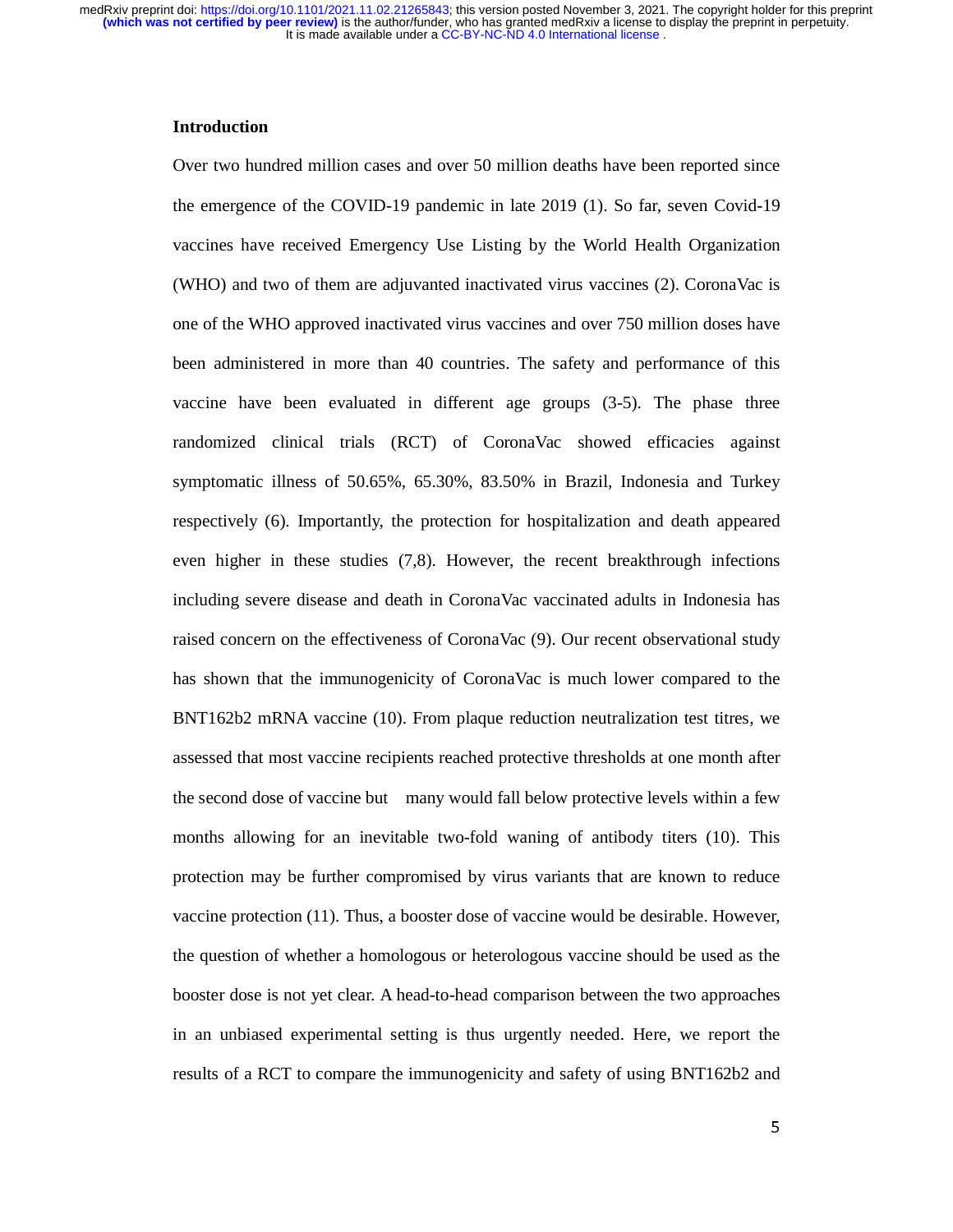## Introduction

Over two hundred million cases and over 50 million deaths have been reported since the emergence of the COVID-19 pandemic in late 2019 (1). So far, seven Covid-19 vaccines have received Emergency Use Listing by the World Health Organization (WHO) and two of them are adjuvanted inactivated virus vaccines (2). CoronaVac is one of the WHO approved inactivated virus vaccines and over 750 million doses have been administered in more than 40 countries. The safety and performance of this vaccine have been evaluated in different age groups (3-5). The phase three randomized clinical trials (RCT) of CoronaVac showed efficacies against symptomatic illness of 50.65%, 65.30%, 83.50% in Brazil, Indonesia and Turkey respectively (6). Importantly, the protection for hospitalization and death appeared even higher in these studies (7,8). However, the recent breakthrough infections including severe disease and death in CoronaVac vaccinated adults in Indonesia has raised concern on the effectiveness of CoronaVac (9). Our recent observational study has shown that the immunogenicity of CoronaVac is much lower compared to the BNT162b2 mRNA vaccine (10). From plaque reduction neutralization test titres, we assessed that most vaccine recipients reached protective thresholds at one month after the second dose of vaccine but many would fall below protective levels within a few months allowing for an inevitable two-fold waning of antibody titers (10). This protection may be further compromised by virus variants that are known to reduce vaccine protection (11). Thus, a booster dose of vaccine would be desirable. However, the question of whether a homologous or heterologous vaccine should be used as the booster dose is not yet clear. A head-to-head comparison between the two approaches in an unbiased experimental setting is thus urgently needed. Here, we report the results of a RCT to compare the immunogenicity and safety of using BNT162b2 and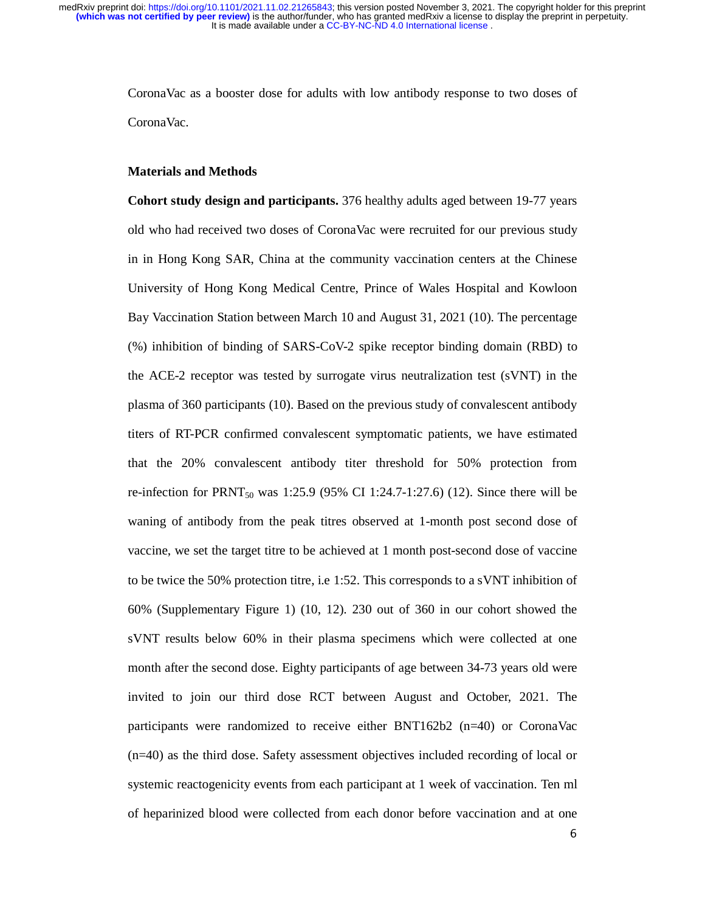CoronaVac as a booster dose for adults with low antibody response to two doses of CoronaVac.

## Materials and Methods

**Cohort study design and participants.** 376 healthy adults aged between 19-77 years old who had received two doses of CoronaVac were recruited for our previous study in in Hong Kong SAR, China at the community vaccination centers at the Chinese University of Hong Kong Medical Centre, Prince of Wales Hospital and Kowloon Bay Vaccination Station between March 10 and August 31, 2021 (10). The percentage (%) inhibition of binding of SARS-CoV-2 spike receptor binding domain (RBD) to the ACE-2 receptor was tested by surrogate virus neutralization test (sVNT) in the plasma of 360 participants (10). Based on the previous study of convalescent antibody titers of RT-PCR confirmed convalescent symptomatic patients, we have estimated that the 20% convalescent antibody titer threshold for 50% protection from re-infection for $PRNT_{50}$ was 1:25.9 (95% CI 1:24.7-1:27.6) (12). Since there will be waning of antibody from the peak titres observed at 1-month post second dose of vaccine, we set the target titre to be achieved at 1 month post-second dose of vaccine to be twice the 50% protection titre, i.e 1:52. This corresponds to a sVNT inhibition of 60% (Supplementary Figure 1) (10, 12). 230 out of 360 in our cohort showed the sVNT results below 60% in their plasma specimens which were collected at one month after the second dose. Eighty participants of age between 34-73 years old were invited to join our third dose RCT between August and October, 2021. The participants were randomized to receive either BNT162b2 (n=40) or CoronaVac (n=40) as the third dose. Safety assessment objectives included recording of local or systemic reactogenicity events from each participant at 1 week of vaccination. Ten ml of heparinized blood were collected from each donor before vaccination and at one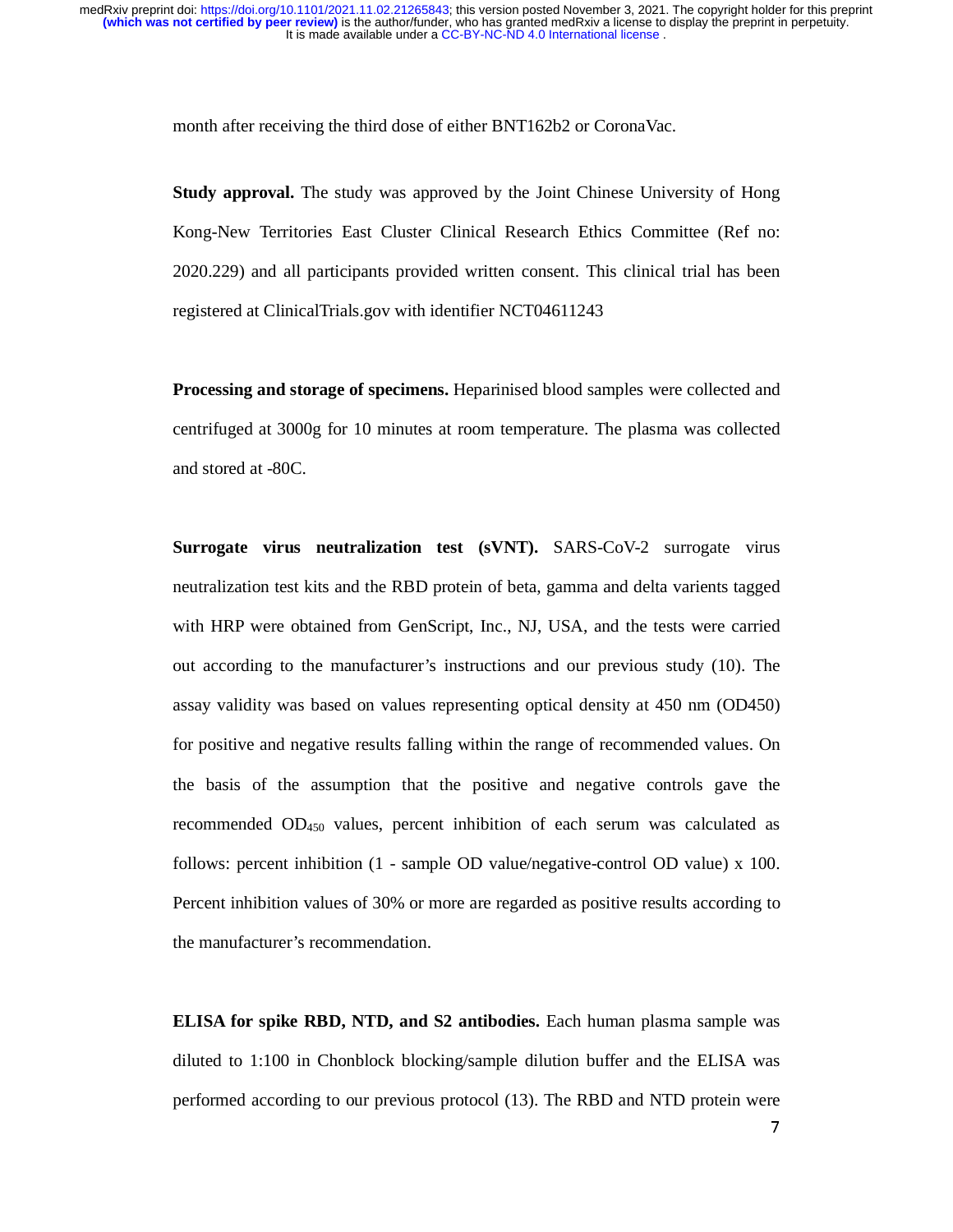month after receiving the third dose of either BNT162b2 or CoronaVac.

**Study approval.** The study was approved by the Joint Chinese University of Hong Kong-New Territories East Cluster Clinical Research Ethics Committee (Ref no: 2020.229) and all participants provided written consent. This clinical trial has been registered at ClinicalTrials.gov with identifier NCT04611243

**Processing and storage of specimens.** Heparinised blood samples were collected and centrifuged at 3000g for 10 minutes at room temperature. The plasma was collected and stored at -80C.

**Surrogate virus neutralization test (sVNT).** SARS-CoV-2 surrogate virus neutralization test kits and the RBD protein of beta, gamma and delta varients tagged with HRP were obtained from GenScript, Inc., NJ, USA, and the tests were carried out according to the manufacturer's instructions and our previous study (10). The assay validity was based on values representing optical density at 450 nm (OD450) for positive and negative results falling within the range of recommended values. On the basis of the assumption that the positive and negative controls gave the recommended $OD_{450}$ values, percent inhibition of each serum was calculated as follows: percent inhibition (1 - sample OD value/negative-control OD value) x 100. Percent inhibition values of 30% or more are regarded as positive results according to the manufacturer's recommendation.

**ELISA for spike RBD, NTD, and S2 antibodies.** Each human plasma sample was diluted to 1:100 in Chonblock blocking/sample dilution buffer and the ELISA was performed according to our previous protocol (13). The RBD and NTD protein were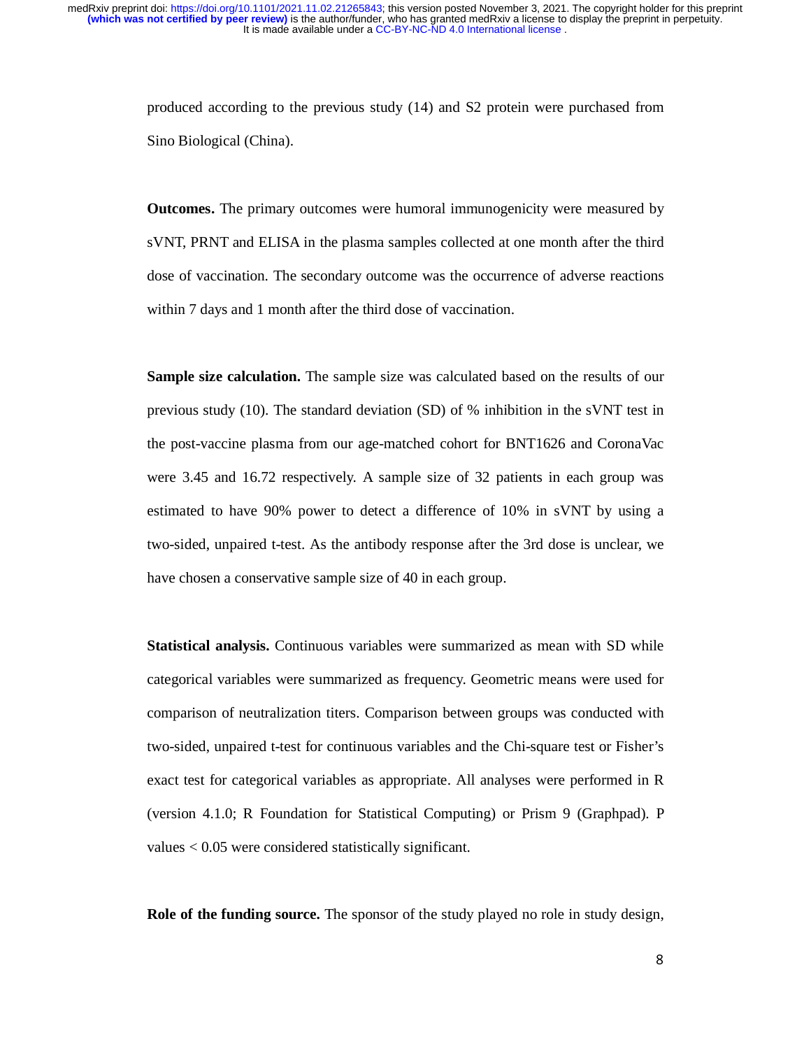produced according to the previous study (14) and S2 protein were purchased from Sino Biological (China).

**Outcomes.** The primary outcomes were humoral immunogenicity were measured by sVNT, PRNT and ELISA in the plasma samples collected at one month after the third dose of vaccination. The secondary outcome was the occurrence of adverse reactions within 7 days and 1 month after the third dose of vaccination.

**Sample size calculation.** The sample size was calculated based on the results of our previous study (10). The standard deviation (SD) of % inhibition in the sVNT test in the post-vaccine plasma from our age-matched cohort for BNT1626 and CoronaVac were 3.45 and 16.72 respectively. A sample size of 32 patients in each group was estimated to have 90% power to detect a difference of 10% in sVNT by using a two-sided, unpaired t-test. As the antibody response after the 3rd dose is unclear, we have chosen a conservative sample size of 40 in each group.

**Statistical analysis.** Continuous variables were summarized as mean with SD while categorical variables were summarized as frequency. Geometric means were used for comparison of neutralization titers. Comparison between groups was conducted with two-sided, unpaired t-test for continuous variables and the Chi-square test or Fisher's exact test for categorical variables as appropriate. All analyses were performed in R (version 4.1.0; R Foundation for Statistical Computing) or Prism 9 (Graphpad). P values < 0.05 were considered statistically significant.

**Role of the funding source.** The sponsor of the study played no role in study design,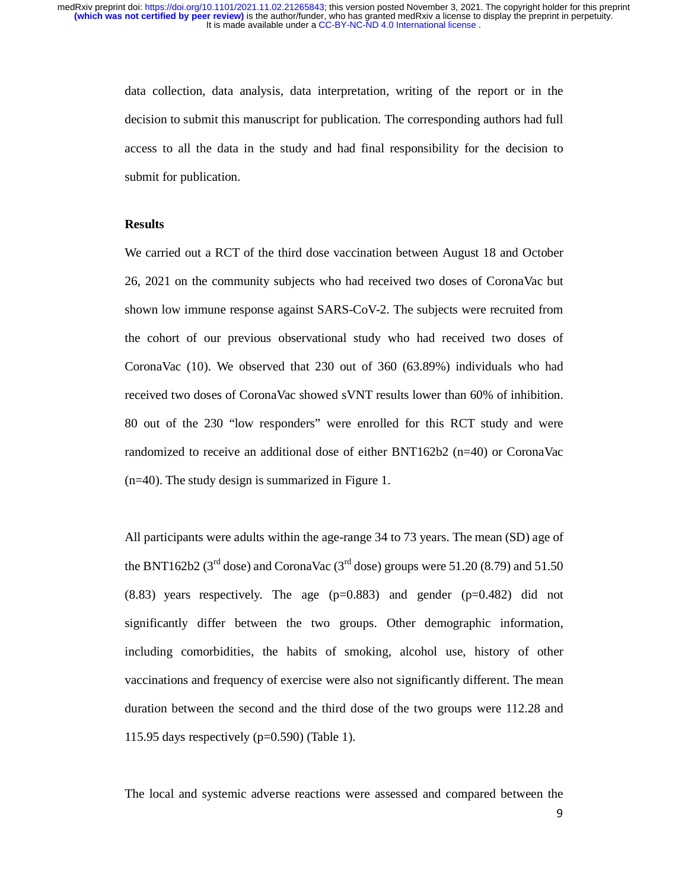data collection, data analysis, data interpretation, writing of the report or in the decision to submit this manuscript for publication. The corresponding authors had full access to all the data in the study and had final responsibility for the decision to submit for publication.

## Results

We carried out a RCT of the third dose vaccination between August 18 and October 26, 2021 on the community subjects who had received two doses of CoronaVac but shown low immune response against SARS-CoV-2. The subjects were recruited from the cohort of our previous observational study who had received two doses of CoronaVac (10). We observed that 230 out of 360 (63.89%) individuals who had received two doses of CoronaVac showed sVNT results lower than 60% of inhibition. 80 out of the 230 "low responders" were enrolled for this RCT study and were randomized to receive an additional dose of either BNT162b2 (n=40) or CoronaVac (n=40). The study design is summarized in Figure 1.

All participants were adults within the age-range 34 to 73 years. The mean (SD) age of the BNT162b2 ($3^{rd}$ dose) and CoronaVac ($3^{rd}$ dose) groups were 51.20 (8.79) and 51.50 (8.83) years respectively. The age (p=0.883) and gender (p=0.482) did not significantly differ between the two groups. Other demographic information, including comorbidities, the habits of smoking, alcohol use, history of other vaccinations and frequency of exercise were also not significantly different. The mean duration between the second and the third dose of the two groups were 112.28 and 115.95 days respectively (p=0.590) (Table 1).

The local and systemic adverse reactions were assessed and compared between the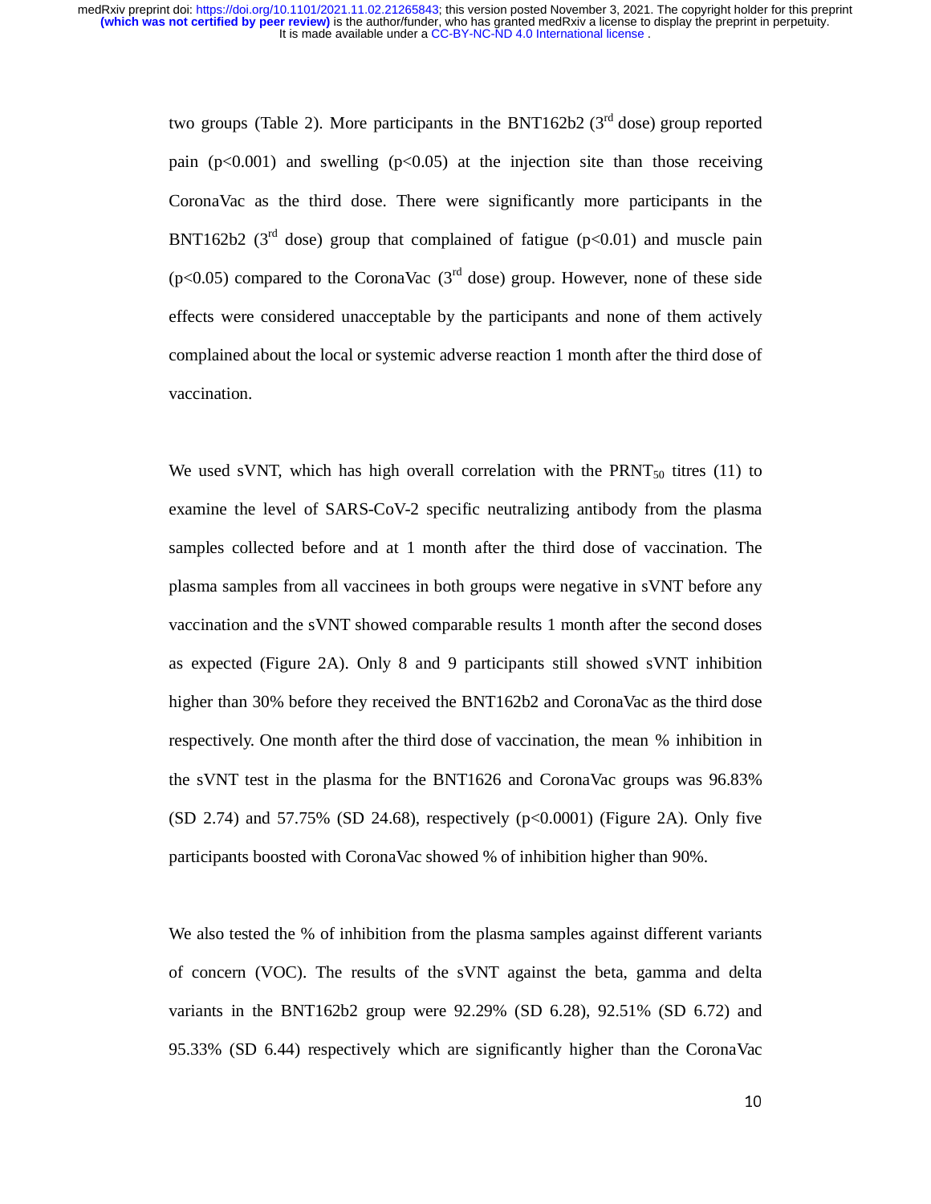two groups (Table 2). More participants in the BNT162b2 (3rd dose) group reported pain ($p<0.001$) and swelling ($p<0.05$) at the injection site than those receiving CoronaVac as the third dose. There were significantly more participants in the BNT162b2 (3rd dose) group that complained of fatigue ($p<0.01$) and muscle pain ($p<0.05$) compared to the CoronaVac (3rd dose) group. However, none of these side effects were considered unacceptable by the participants and none of them actively complained about the local or systemic adverse reaction 1 month after the third dose of vaccination.

We used sVNT, which has high overall correlation with the $PRNT_{50}$ titres (11) to examine the level of SARS-CoV-2 specific neutralizing antibody from the plasma samples collected before and at 1 month after the third dose of vaccination. The plasma samples from all vaccinees in both groups were negative in sVNT before any vaccination and the sVNT showed comparable results 1 month after the second doses as expected (Figure 2A). Only 8 and 9 participants still showed sVNT inhibition higher than 30% before they received the BNT162b2 and CoronaVac as the third dose respectively. One month after the third dose of vaccination, the mean % inhibition in the sVNT test in the plasma for the BNT1626 and CoronaVac groups was 96.83% (SD 2.74) and 57.75% (SD 24.68), respectively ($p<0.0001$) (Figure 2A). Only five participants boosted with CoronaVac showed % of inhibition higher than 90%.

We also tested the % of inhibition from the plasma samples against different variants of concern (VOC). The results of the sVNT against the beta, gamma and delta variants in the BNT162b2 group were 92.29% (SD 6.28), 92.51% (SD 6.72) and 95.33% (SD 6.44) respectively which are significantly higher than the CoronaVac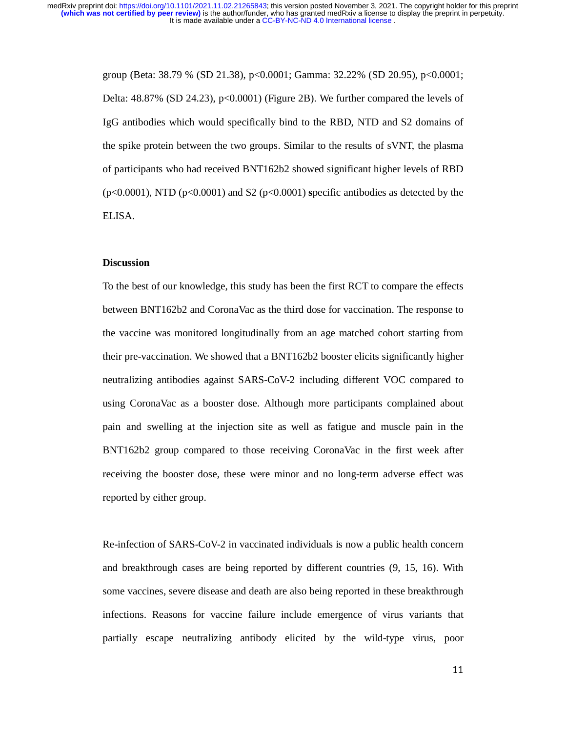group (Beta: 38.79 % (SD 21.38), p<0.0001; Gamma: 32.22% (SD 20.95), p<0.0001; Delta: 48.87% (SD 24.23), p<0.0001) (Figure 2B). We further compared the levels of IgG antibodies which would specifically bind to the RBD, NTD and S2 domains of the spike protein between the two groups. Similar to the results of sVNT, the plasma of participants who had received BNT162b2 showed significant higher levels of RBD (p<0.0001), NTD (p<0.0001) and S2 (p<0.0001) specific antibodies as detected by the ELISA.

**Discussion**

To the best of our knowledge, this study has been the first RCT to compare the effects between BNT162b2 and CoronaVac as the third dose for vaccination. The response to the vaccine was monitored longitudinally from an age matched cohort starting from their pre-vaccination. We showed that a BNT162b2 booster elicits significantly higher neutralizing antibodies against SARS-CoV-2 including different VOC compared to using CoronaVac as a booster dose. Although more participants complained about pain and swelling at the injection site as well as fatigue and muscle pain in the BNT162b2 group compared to those receiving CoronaVac in the first week after receiving the booster dose, these were minor and no long-term adverse effect was reported by either group.

Re-infection of SARS-CoV-2 in vaccinated individuals is now a public health concern and breakthrough cases are being reported by different countries (9, 15, 16). With some vaccines, severe disease and death are also being reported in these breakthrough infections. Reasons for vaccine failure include emergence of virus variants that partially escape neutralizing antibody elicited by the wild-type virus, poor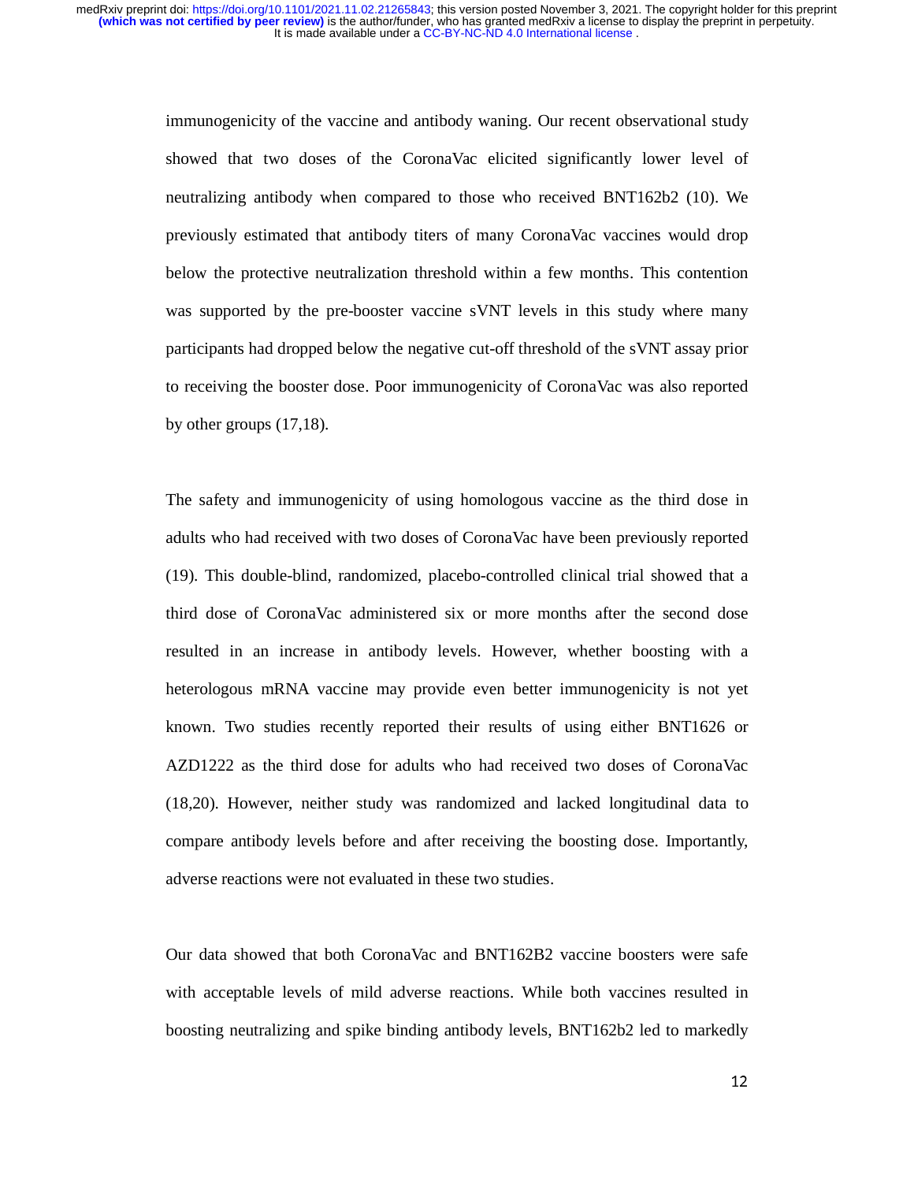immunogenicity of the vaccine and antibody waning. Our recent observational study showed that two doses of the CoronaVac elicited significantly lower level of neutralizing antibody when compared to those who received BNT162b2 (10). We previously estimated that antibody titers of many CoronaVac vaccines would drop below the protective neutralization threshold within a few months. This contention was supported by the pre-booster vaccine sVNT levels in this study where many participants had dropped below the negative cut-off threshold of the sVNT assay prior to receiving the booster dose. Poor immunogenicity of CoronaVac was also reported by other groups (17,18).

The safety and immunogenicity of using homologous vaccine as the third dose in adults who had received with two doses of CoronaVac have been previously reported (19). This double-blind, randomized, placebo-controlled clinical trial showed that a third dose of CoronaVac administered six or more months after the second dose resulted in an increase in antibody levels. However, whether boosting with a heterologous mRNA vaccine may provide even better immunogenicity is not yet known. Two studies recently reported their results of using either BNT1626 or AZD1222 as the third dose for adults who had received two doses of CoronaVac (18,20). However, neither study was randomized and lacked longitudinal data to compare antibody levels before and after receiving the boosting dose. Importantly, adverse reactions were not evaluated in these two studies.

Our data showed that both CoronaVac and BNT162B2 vaccine boosters were safe with acceptable levels of mild adverse reactions. While both vaccines resulted in boosting neutralizing and spike binding antibody levels, BNT162b2 led to markedly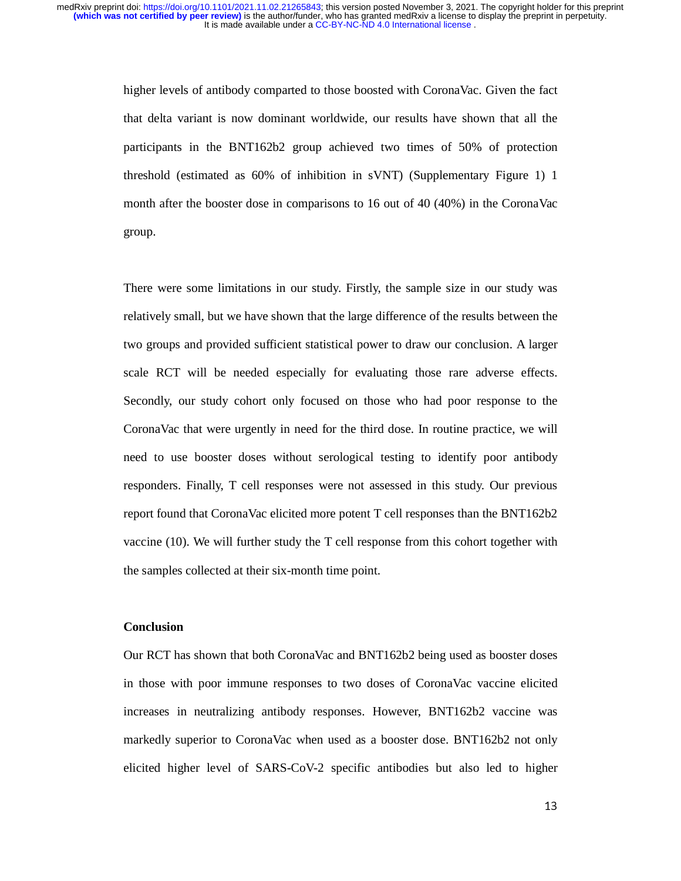higher levels of antibody comparted to those boosted with CoronaVac. Given the fact that delta variant is now dominant worldwide, our results have shown that all the participants in the BNT162b2 group achieved two times of 50% of protection threshold (estimated as 60% of inhibition in sVNT) (Supplementary Figure 1) 1 month after the booster dose in comparisons to 16 out of 40 (40%) in the CoronaVac group.

There were some limitations in our study. Firstly, the sample size in our study was relatively small, but we have shown that the large difference of the results between the two groups and provided sufficient statistical power to draw our conclusion. A larger scale RCT will be needed especially for evaluating those rare adverse effects. Secondly, our study cohort only focused on those who had poor response to the CoronaVac that were urgently in need for the third dose. In routine practice, we will need to use booster doses without serological testing to identify poor antibody responders. Finally, T cell responses were not assessed in this study. Our previous report found that CoronaVac elicited more potent T cell responses than the BNT162b2 vaccine (10). We will further study the T cell response from this cohort together with the samples collected at their six-month time point.

## Conclusion

Our RCT has shown that both CoronaVac and BNT162b2 being used as booster doses in those with poor immune responses to two doses of CoronaVac vaccine elicited increases in neutralizing antibody responses. However, BNT162b2 vaccine was markedly superior to CoronaVac when used as a booster dose. BNT162b2 not only elicited higher level of SARS-CoV-2 specific antibodies but also led to higher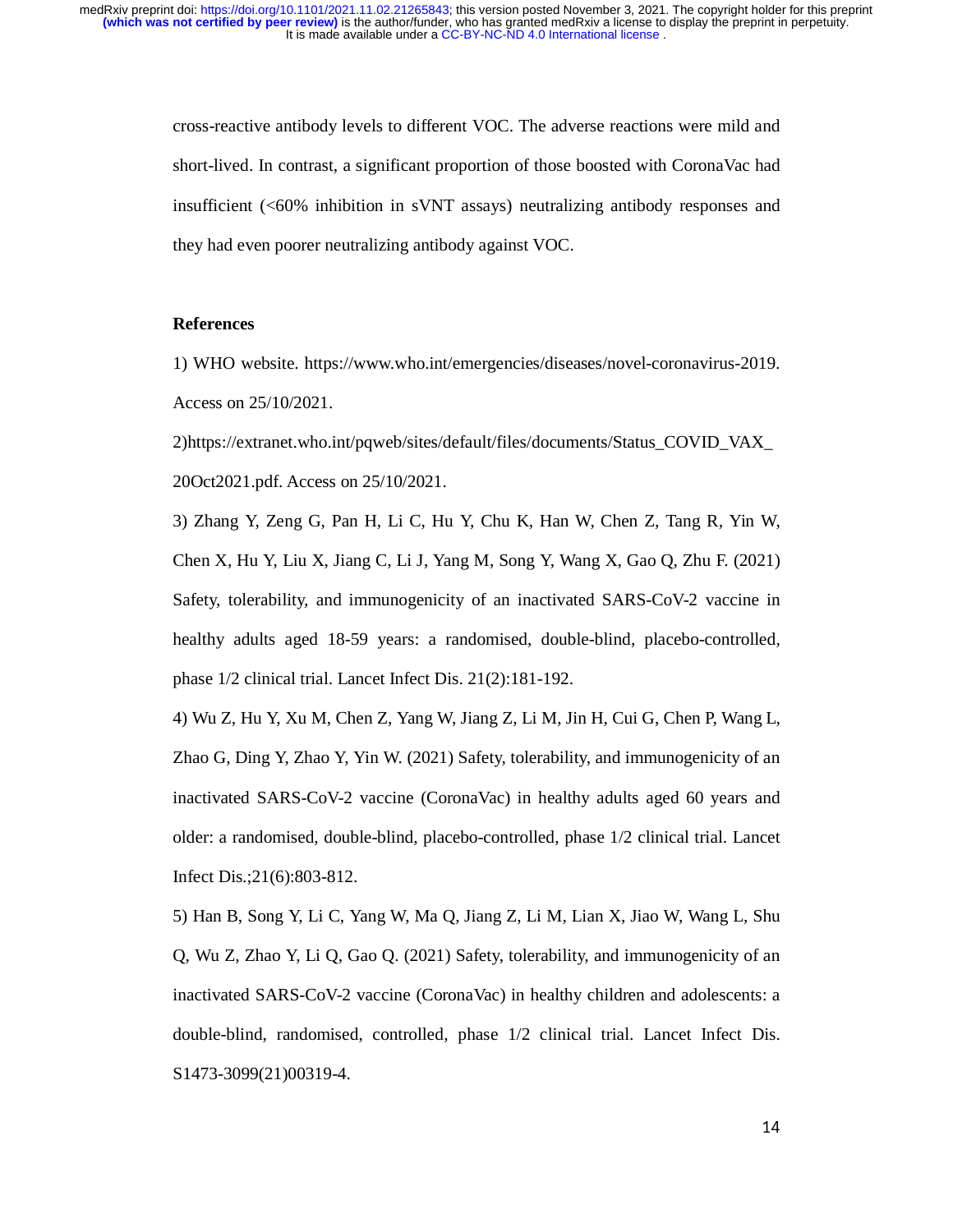cross-reactive antibody levels to different VOC. The adverse reactions were mild and short-lived. In contrast, a significant proportion of those boosted with CoronaVac had insufficient (<60% inhibition in sVNT assays) neutralizing antibody responses and they had even poorer neutralizing antibody against VOC.

**References**

1) WHO website. https://www.who.int/emergencies/diseases/novel-coronavirus-2019. Access on 25/10/2021.

2)https://extranet.who.int/pqweb/sites/default/files/documents/Status_COVID_VAX_20Oct2021.pdf. Access on 25/10/2021.

3) Zhang Y, Zeng G, Pan H, Li C, Hu Y, Chu K, Han W, Chen Z, Tang R, Yin W, Chen X, Hu Y, Liu X, Jiang C, Li J, Yang M, Song Y, Wang X, Gao Q, Zhu F. (2021) Safety, tolerability, and immunogenicity of an inactivated SARS-CoV-2 vaccine in healthy adults aged 18-59 years: a randomised, double-blind, placebo-controlled, phase 1/2 clinical trial. Lancet Infect Dis. 21(2):181-192.

4) Wu Z, Hu Y, Xu M, Chen Z, Yang W, Jiang Z, Li M, Jin H, Cui G, Chen P, Wang L, Zhao G, Ding Y, Zhao Y, Yin W. (2021) Safety, tolerability, and immunogenicity of an inactivated SARS-CoV-2 vaccine (CoronaVac) in healthy adults aged 60 years and older: a randomised, double-blind, placebo-controlled, phase 1/2 clinical trial. Lancet Infect Dis.;21(6):803-812.

5) Han B, Song Y, Li C, Yang W, Ma Q, Jiang Z, Li M, Lian X, Jiao W, Wang L, Shu Q, Wu Z, Zhao Y, Li Q, Gao Q. (2021) Safety, tolerability, and immunogenicity of an inactivated SARS-CoV-2 vaccine (CoronaVac) in healthy children and adolescents: a double-blind, randomised, controlled, phase 1/2 clinical trial. Lancet Infect Dis. S1473-3099(21)00319-4.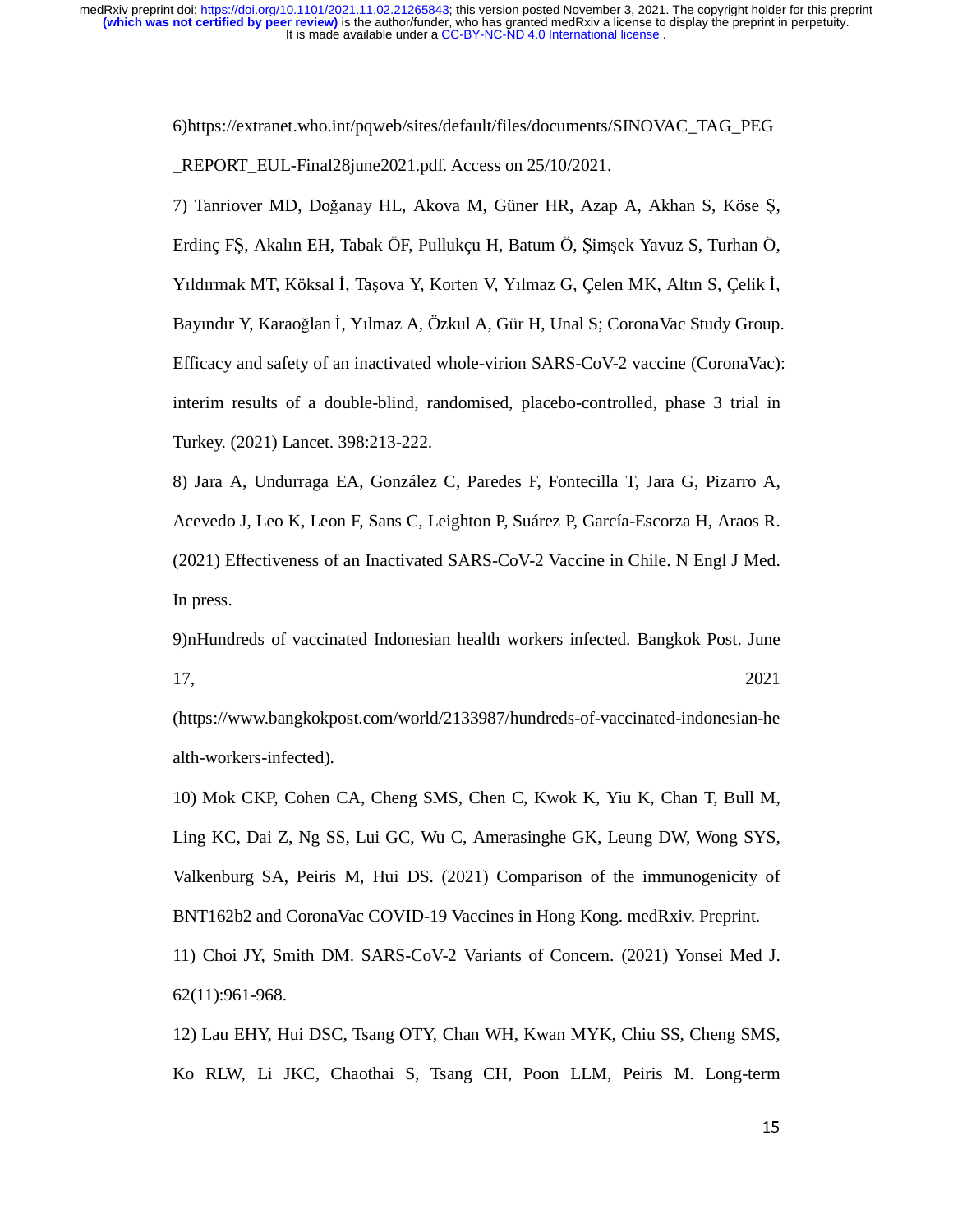6)https://extranet.who.int/pqweb/sites/default/files/documents/SINOVAC_TAG_PEG_REPORT_EUL-Final28june2021.pdf. Access on 25/10/2021.

7) Tanriover MD, Doğanay HL, Akova M, Güner HR, Azap A, Akhan S, Köse Ş, Erdinç FŞ, Akalın EH, Tabak ÖF, Pullukçu H, Batum Ö, Şimşek Yavuz S, Turhan Ö, Yıldırmak MT, Köksal İ, Taşova Y, Korten V, Yılmaz G, Çelen MK, Altın S, Çelik İ, Bayındır Y, Karaoğlan İ, Yılmaz A, Özkul A, Gür H, Unal S; CoronaVac Study Group. Efficacy and safety of an inactivated whole-virion SARS-CoV-2 vaccine (CoronaVac): interim results of a double-blind, randomised, placebo-controlled, phase 3 trial in Turkey. (2021) Lancet. 398:213-222.

8) Jara A, Undurraga EA, González C, Paredes F, Fontecilla T, Jara G, Pizarro A, Acevedo J, Leo K, Leon F, Sans C, Leighton P, Suárez P, García-Escorza H, Araos R. (2021) Effectiveness of an Inactivated SARS-CoV-2 Vaccine in Chile. N Engl J Med. In press.

9)nHundreds of vaccinated Indonesian health workers infected. Bangkok Post. June 17, 2021 (https://www.bangkokpost.com/world/2133987/hundreds-of-vaccinated-indonesian-health-workers-infected).

10) Mok CKP, Cohen CA, Cheng SMS, Chen C, Kwok K, Yiu K, Chan T, Bull M, Ling KC, Dai Z, Ng SS, Lui GC, Wu C, Amerasinghe GK, Leung DW, Wong SYS, Valkenburg SA, Peiris M, Hui DS. (2021) Comparison of the immunogenicity of BNT162b2 and CoronaVac COVID-19 Vaccines in Hong Kong. medRxiv. Preprint.

11) Choi JY, Smith DM. SARS-CoV-2 Variants of Concern. (2021) Yonsei Med J. 62(11):961-968.

12) Lau EHY, Hui DSC, Tsang OTY, Chan WH, Kwan MYK, Chiu SS, Cheng SMS, Ko RLW, Li JKC, Chaothai S, Tsang CH, Poon LLM, Peiris M. Long-term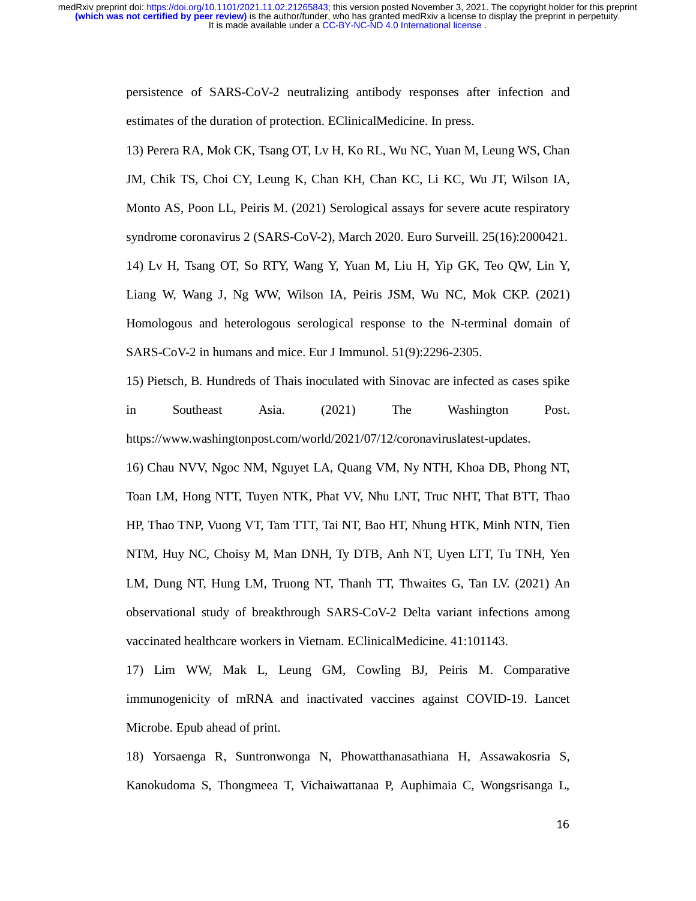persistence of SARS-CoV-2 neutralizing antibody responses after infection and estimates of the duration of protection. EClinicalMedicine. In press.

13) Perera RA, Mok CK, Tsang OT, Lv H, Ko RL, Wu NC, Yuan M, Leung WS, Chan JM, Chik TS, Choi CY, Leung K, Chan KH, Chan KC, Li KC, Wu JT, Wilson IA, Monto AS, Poon LL, Peiris M. (2021) Serological assays for severe acute respiratory syndrome coronavirus 2 (SARS-CoV-2), March 2020. Euro Surveill. 25(16):2000421.

14) Lv H, Tsang OT, So RTY, Wang Y, Yuan M, Liu H, Yip GK, Teo QW, Lin Y, Liang W, Wang J, Ng WW, Wilson IA, Peiris JSM, Wu NC, Mok CKP. (2021) Homologous and heterologous serological response to the N-terminal domain of SARS-CoV-2 in humans and mice. Eur J Immunol. 51(9):2296-2305.

15) Pietsch, B. Hundreds of Thais inoculated with Sinovac are infected as cases spike in Southeast Asia. (2021) The Washington Post. https://www.washingtonpost.com/world/2021/07/12/coronaviruslatest-updates.

16) Chau NVV, Ngoc NM, Nguyet LA, Quang VM, Ny NTH, Khoa DB, Phong NT, Toan LM, Hong NTT, Tuyen NTK, Phat VV, Nhu LNT, Truc NHT, That BTT, Thao HP, Thao TNP, Vuong VT, Tam TTT, Tai NT, Bao HT, Nhung HTK, Minh NTN, Tien NTM, Huy NC, Choisy M, Man DNH, Ty DTB, Anh NT, Uyen LTT, Tu TNH, Yen LM, Dung NT, Hung LM, Truong NT, Thanh TT, Thwaites G, Tan LV. (2021) An observational study of breakthrough SARS-CoV-2 Delta variant infections among vaccinated healthcare workers in Vietnam. EClinicalMedicine. 41:101143.

17) Lim WW, Mak L, Leung GM, Cowling BJ, Peiris M. Comparative immunogenicity of mRNA and inactivated vaccines against COVID-19. Lancet Microbe. Epub ahead of print.

18) Yorsaenga R, Suntronwonga N, Phowatthanasathiana H, Assawakosria S, Kanokudoma S, Thongmeea T, Vichaiwattanaa P, Auphimaia C, Wongsrisanga L,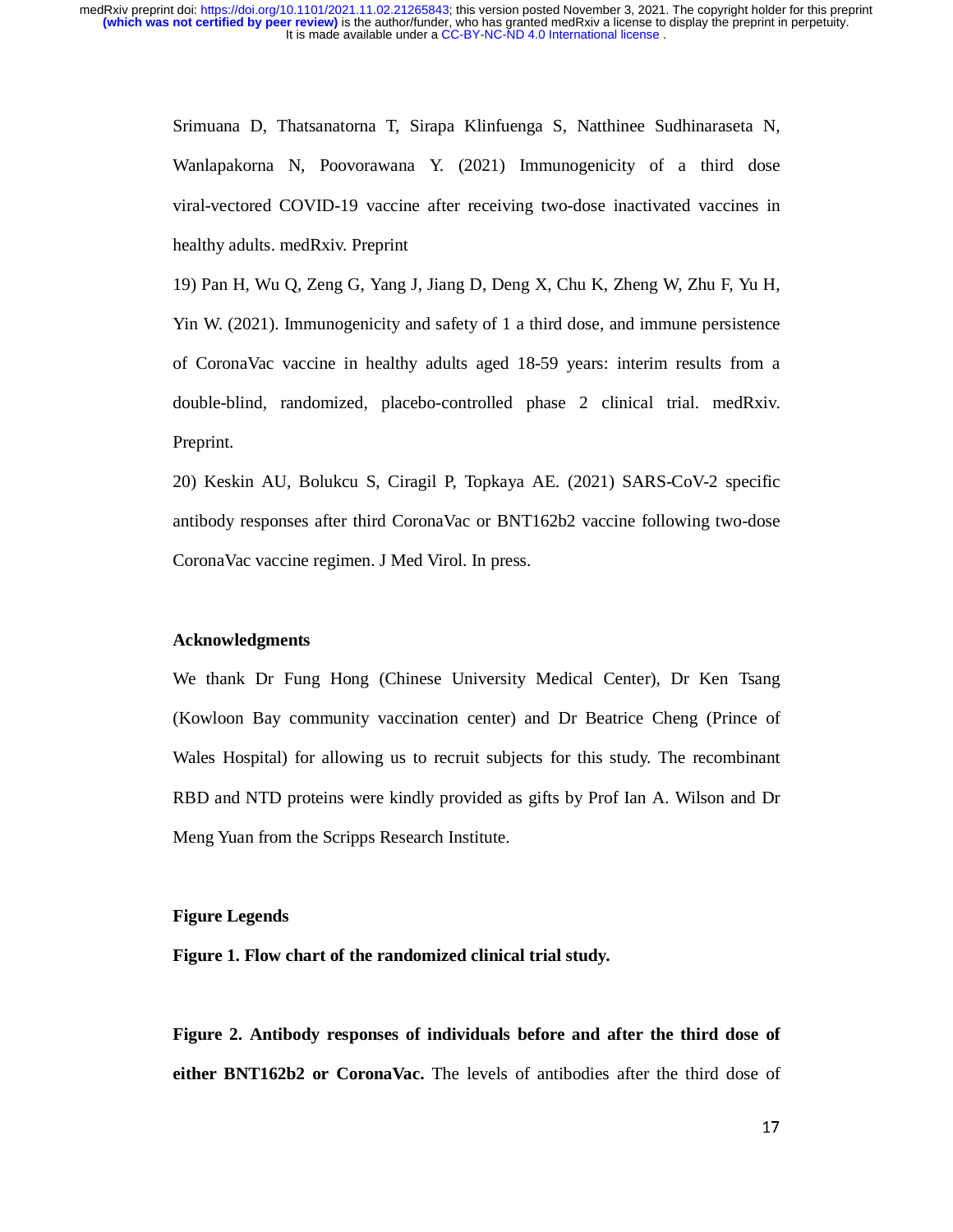Srimuana D, Thatsanatorna T, Sirapa Klinfuenga S, Natthinee Sudhinaraseta N, Wanlapakorna N, Poovorawana Y. (2021) Immunogenicity of a third dose viral-vectored COVID-19 vaccine after receiving two-dose inactivated vaccines in healthy adults. medRxiv. Preprint

19) Pan H, Wu Q, Zeng G, Yang J, Jiang D, Deng X, Chu K, Zheng W, Zhu F, Yu H, Yin W. (2021). Immunogenicity and safety of 1 a third dose, and immune persistence of CoronaVac vaccine in healthy adults aged 18-59 years: interim results from a double-blind, randomized, placebo-controlled phase 2 clinical trial. medRxiv. Preprint.

20) Keskin AU, Bolukcu S, Ciragil P, Topkaya AE. (2021) SARS-CoV-2 specific antibody responses after third CoronaVac or BNT162b2 vaccine following two-dose CoronaVac vaccine regimen. J Med Virol. In press.

## Acknowledgments

We thank Dr Fung Hong (Chinese University Medical Center), Dr Ken Tsang (Kowloon Bay community vaccination center) and Dr Beatrice Cheng (Prince of Wales Hospital) for allowing us to recruit subjects for this study. The recombinant RBD and NTD proteins were kindly provided as gifts by Prof Ian A. Wilson and Dr Meng Yuan from the Scripps Research Institute.

## Figure Legends

**Figure 1. Flow chart of the randomized clinical trial study.**

**Figure 2. Antibody responses of individuals before and after the third dose of either BNT162b2 or CoronaVac.** The levels of antibodies after the third dose of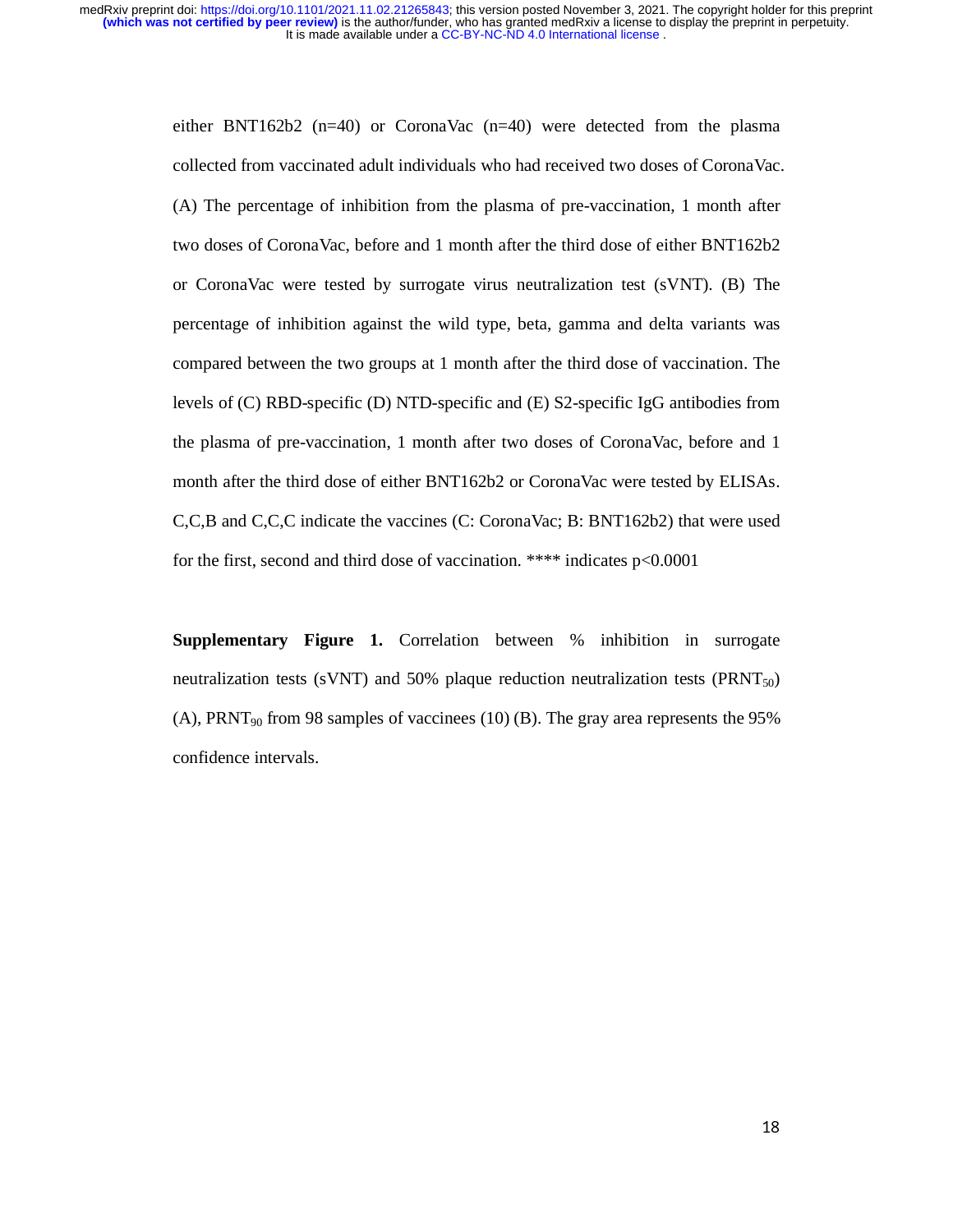either BNT162b2 (n=40) or CoronaVac (n=40) were detected from the plasma collected from vaccinated adult individuals who had received two doses of CoronaVac. (A) The percentage of inhibition from the plasma of pre-vaccination, 1 month after two doses of CoronaVac, before and 1 month after the third dose of either BNT162b2 or CoronaVac were tested by surrogate virus neutralization test (sVNT). (B) The percentage of inhibition against the wild type, beta, gamma and delta variants was compared between the two groups at 1 month after the third dose of vaccination. The levels of (C) RBD-specific (D) NTD-specific and (E) S2-specific IgG antibodies from the plasma of pre-vaccination, 1 month after two doses of CoronaVac, before and 1 month after the third dose of either BNT162b2 or CoronaVac were tested by ELISAs. C,C,B and C,C,C indicate the vaccines (C: CoronaVac; B: BNT162b2) that were used for the first, second and third dose of vaccination. **** indicates $p<0.0001$

**Supplementary Figure 1.** Correlation between % inhibition in surrogate neutralization tests (sVNT) and 50% plaque reduction neutralization tests ($PRNT_{50}$) (A), $PRNT_{90}$ from 98 samples of vaccinees (10) (B). The gray area represents the 95% confidence intervals.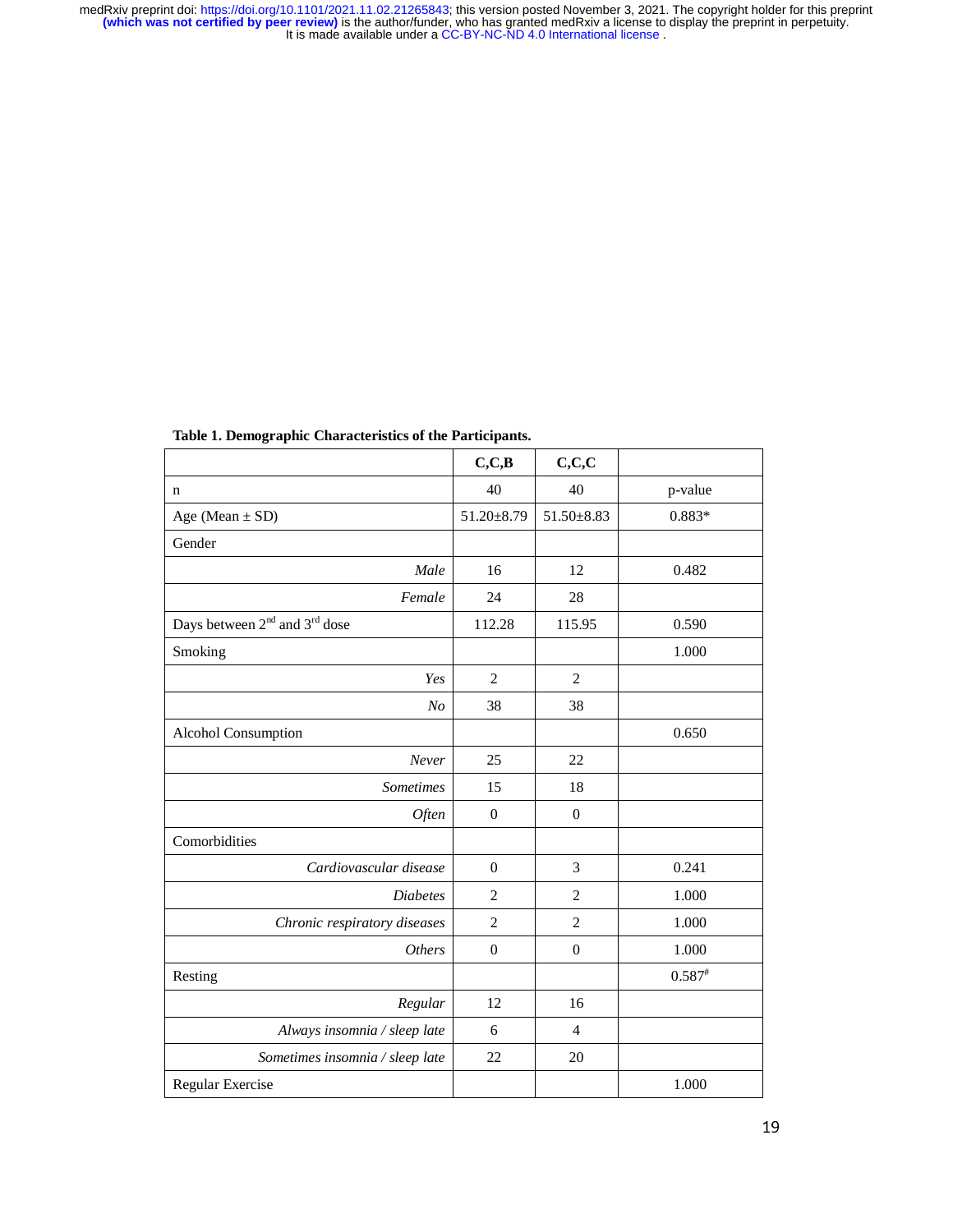**Table 1. Demographic Characteristics of the Participants.**

| | C,C,B | C,C,C | |
|---|---|---|---|
| n | 40 | 40 | p-value |
| Age (Mean ± SD) | 51.20±8.79 | 51.50±8.83 | 0.883* |
| Gender | | | |
| *Male* | 16 | 12 | 0.482 |
| *Female* | 24 | 28 | |
| Days between 2nd and 3rd dose | 112.28 | 115.95 | 0.590 |
| Smoking | | | 1.000 |
| *Yes* | 2 | 2 | |
| *No* | 38 | 38 | |
| Alcohol Consumption | | | 0.650 |
| *Never* | 25 | 22 | |
| *Sometimes* | 15 | 18 | |
| *Often* | 0 | 0 | |
| Comorbidities | | | |
| *Cardiovascular disease* | 0 | 3 | 0.241 |
| *Diabetes* | 2 | 2 | 1.000 |
| *Chronic respiratory diseases* | 2 | 2 | 1.000 |
| *Others* | 0 | 0 | 1.000 |
| Resting | | | 0.587# |
| *Regular* | 12 | 16 | |
| *Always insomnia / sleep late* | 6 | 4 | |
| *Sometimes insomnia / sleep late* | 22 | 20 | |
| Regular Exercise | | | 1.000 |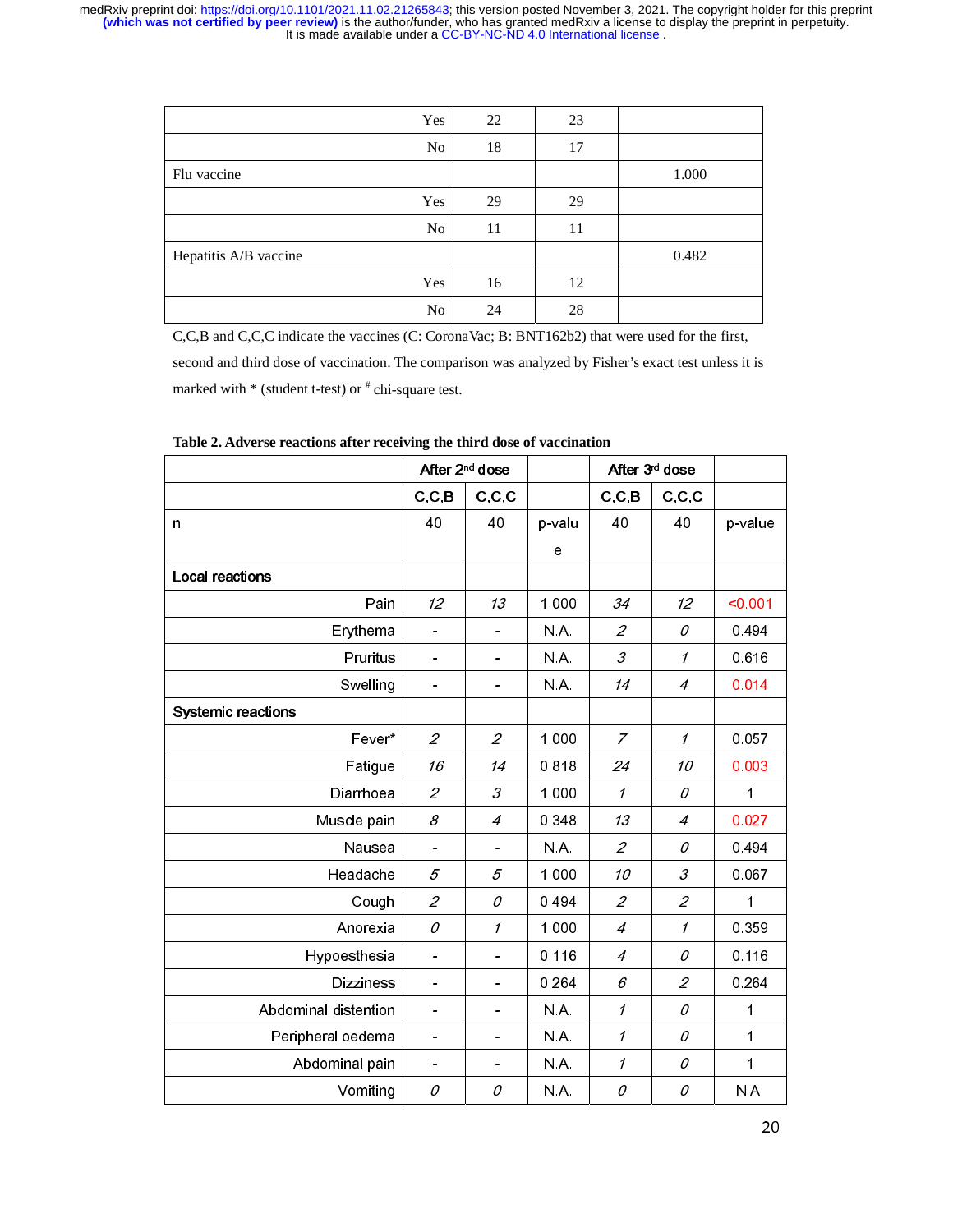| | | | |
|---|---|---|---|
| Yes | 22 | 23 | |
| No | 18 | 17 | |
| Flu vaccine | | | 1.000 |
| Yes | 29 | 29 | |
| No | 11 | 11 | |
| Hepatitis A/B vaccine | | | 0.482 |
| Yes | 16 | 12 | |
| No | 24 | 28 | |

C,C,B and C,C,C indicate the vaccines (C: CoronaVac; B: BNT162b2) that were used for the first, second and third dose of vaccination. The comparison was analyzed by Fisher's exact test unless it is marked with * (student t-test) or # chi-square test.

**Table 2. Adverse reactions after receiving the third dose of vaccination**

| | After 2nd dose | | | After 3rd dose | | |
|---|---|---|---|---|---|---|
| | C,C,B | C,C,C | | C,C,B | C,C,C | |
| n | 40 | 40 | p-value | 40 | 40 | p-value |
| **Local reactions** | | | | | | |
| Pain | *12* | *13* | 1.000 | *34* | *12* | <0.001 |
| Erythema | - | - | N.A. | *2* | *0* | 0.494 |
| Pruritus | - | - | N.A. | *3* | *1* | 0.616 |
| Swelling | - | - | N.A. | *14* | *4* | 0.014 |
| **Systemic reactions** | | | | | | |
| Fever* | *2* | *2* | 1.000 | *7* | *1* | 0.057 |
| Fatigue | *16* | *14* | 0.818 | *24* | *10* | 0.003 |
| Diarrhoea | *2* | *3* | 1.000 | *1* | *0* | 1 |
| Muscle pain | *8* | *4* | 0.348 | *13* | *4* | 0.027 |
| Nausea | - | - | N.A. | *2* | *0* | 0.494 |
| Headache | *5* | *5* | 1.000 | *10* | *3* | 0.067 |
| Cough | *2* | *0* | 0.494 | *2* | *2* | 1 |
| Anorexia | *0* | *1* | 1.000 | *4* | *1* | 0.359 |
| Hypoesthesia | - | - | 0.116 | *4* | *0* | 0.116 |
| Dizziness | - | - | 0.264 | *6* | *2* | 0.264 |
| Abdominal distention | - | - | N.A. | *1* | *0* | 1 |
| Peripheral oedema | - | - | N.A. | *1* | *0* | 1 |
| Abdominal pain | - | - | N.A. | *1* | *0* | 1 |
| Vomiting | *0* | *0* | N.A. | *0* | *0* | N.A. |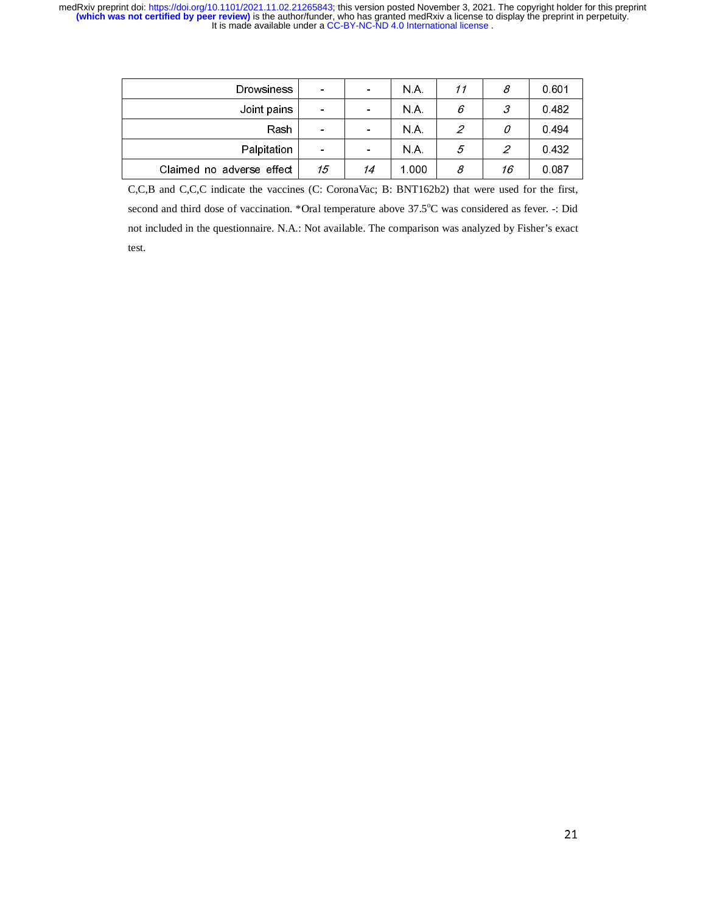| Drowsiness | - | - | N.A. | *11* | *8* | 0.601 |
|---|---|---|---|---|---|---|
| Joint pains | - | - | N.A. | *6* | *3* | 0.482 |
| Rash | - | - | N.A. | *2* | *0* | 0.494 |
| Palpitation | - | - | N.A. | *5* | *2* | 0.432 |
| Claimed no adverse effect | *15* | *14* | 1.000 | *8* | *16* | 0.087 |

C,C,B and C,C,C indicate the vaccines (C: CoronaVac; B: BNT162b2) that were used for the first, second and third dose of vaccination. *Oral temperature above 37.5°C was considered as fever. -: Did not included in the questionnaire. N.A.: Not available. The comparison was analyzed by Fisher's exact test.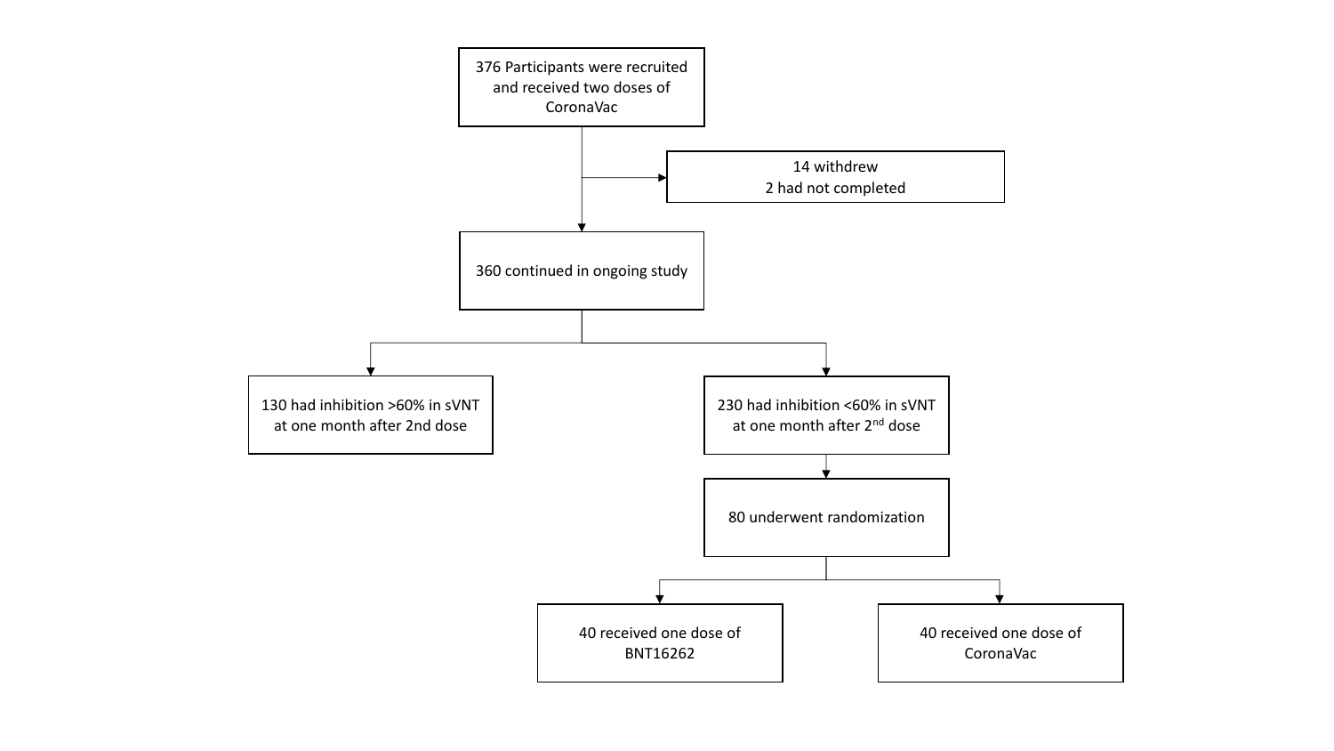376 Participants were recruited and received two doses of CoronaVac

14 withdrew
2 had not completed

360 continued in ongoing study

130 had inhibition >60% in sVNT at one month after 2nd dose

230 had inhibition <60% in sVNT at one month after 2nd dose

80 underwent randomization

40 received one dose of BNT16262

40 received one dose of CoronaVac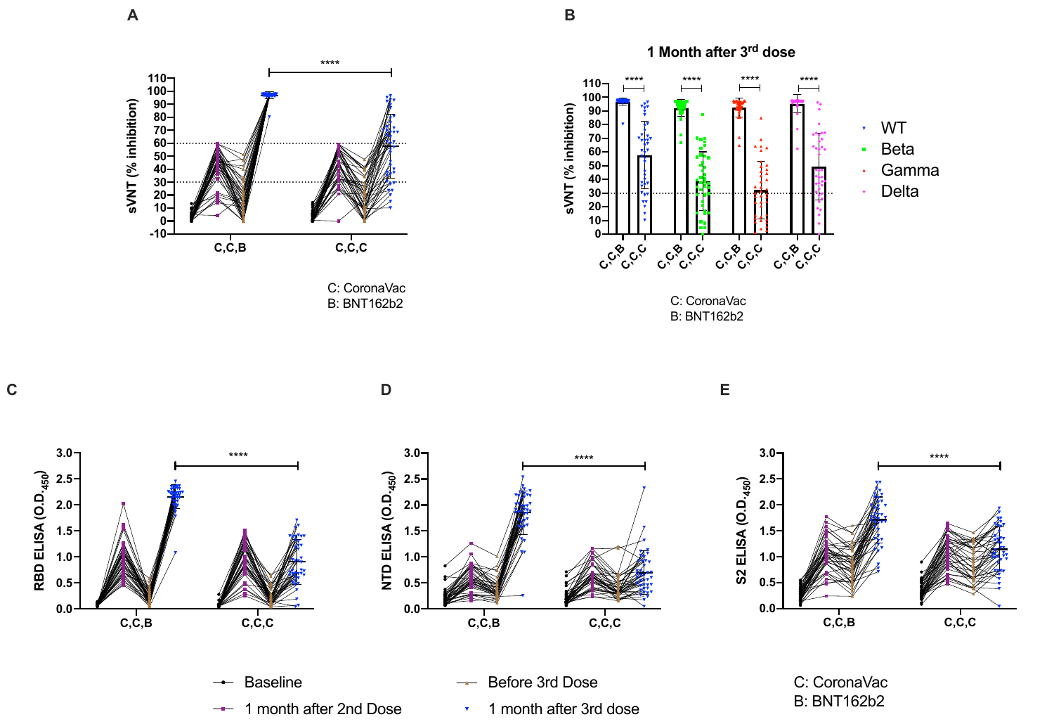A

sVNT (% inhibition)

C,C,B C,C,C

C: CoronaVac
B: BNT162b2

B

1 Month after 3rd dose

sVNT (% inhibition)

C,C,B C,C,C C,C,B C,C,C C,C,B C,C,C C,C,B C,C,C

WT
Beta
Gamma
Delta

C: CoronaVac
B: BNT162b2

C

RBD ELISA (O.D.$_{450}$)

C,C,B C,C,C

D

NTD ELISA (O.D.$_{450}$)

C,C,B C,C,C

E

S2 ELISA (O.D.$_{450}$)

C,C,B C,C,C

Baseline
1 month after 2nd Dose
Before 3rd Dose
1 month after 3rd dose

C: CoronaVac
B: BNT162b2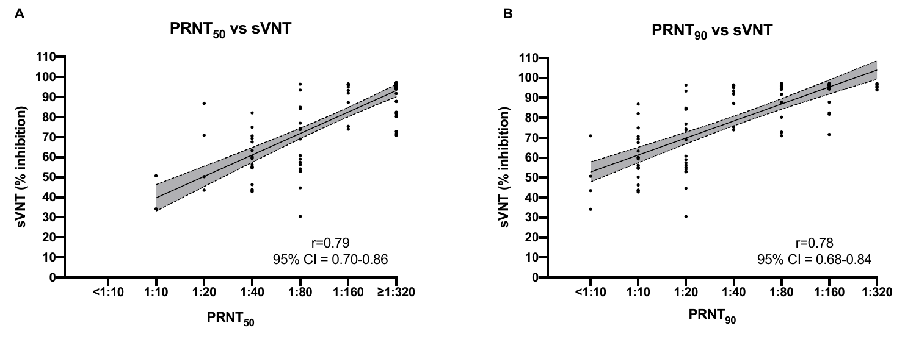A

**$PRNT_{50}$ vs sVNT**

sVNT (% inhibition)

0
10
20
30
40
50
60
70
80
90
100
110

<1:10
1:10
1:20
1:40
1:80
1:160
≥1:320

$PRNT_{50}$

r=0.79
95% CI = 0.70-0.86

B

**$PRNT_{90}$ vs sVNT**

sVNT (% inhibition)

0
10
20
30
40
50
60
70
80
90
100
110

<1:10
1:10
1:20
1:40
1:80
1:160
1:320

$PRNT_{90}$

r=0.78
95% CI = 0.68-0.84